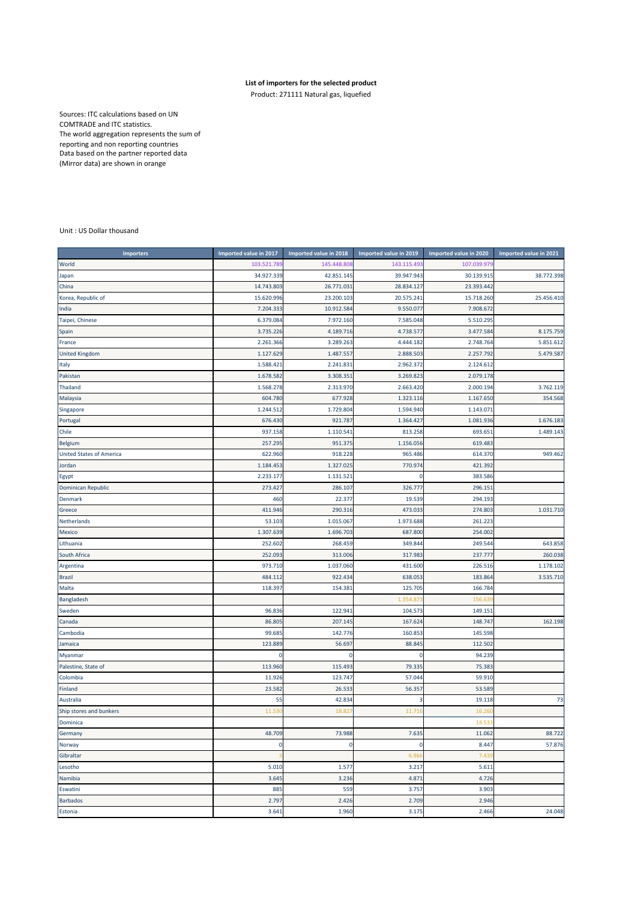**List of importers for the selected product**

Product: 271111 Natural gas, liquefied

Sources: ITC calculations based on UN COMTRADE and ITC statistics.
The world aggregation represents the sum of reporting and non reporting countries
Data based on the partner reported data (Mirror data) are shown in orange

Unit : US Dollar thousand

| Importers | Imported value in 2017 | Imported value in 2018 | Imported value in 2019 | Imported value in 2020 | Imported value in 2021 |
|---|---|---|---|---|---|
| World | 103.521.789 | 145.448.808 | 143.115.493 | 107.039.979 | |
| Japan | 34.927.339 | 42.851.145 | 39.947.943 | 30.139.915 | 38.772.398 |
| China | 14.743.803 | 26.771.031 | 28.834.127 | 23.393.442 | |
| Korea, Republic of | 15.620.996 | 23.200.103 | 20.575.241 | 15.718.260 | 25.456.410 |
| India | 7.204.333 | 10.912.584 | 9.550.077 | 7.908.672 | |
| Taipei, Chinese | 6.379.084 | 7.972.160 | 7.585.048 | 5.510.295 | |
| Spain | 3.735.226 | 4.189.716 | 4.738.577 | 3.477.584 | 8.175.759 |
| France | 2.261.366 | 3.289.263 | 4.444.182 | 2.748.764 | 5.851.612 |
| United Kingdom | 1.127.629 | 1.487.557 | 2.888.503 | 2.257.792 | 5.479.587 |
| Italy | 1.588.421 | 2.241.831 | 2.962.372 | 2.124.612 | |
| Pakistan | 1.678.582 | 3.308.351 | 3.269.823 | 2.079.178 | |
| Thailand | 1.568.278 | 2.313.970 | 2.663.420 | 2.000.194 | 3.762.119 |
| Malaysia | 604.780 | 677.928 | 1.323.116 | 1.167.650 | 354.568 |
| Singapore | 1.244.512 | 1.729.804 | 1.594.940 | 1.143.071 | |
| Portugal | 676.430 | 921.787 | 1.364.427 | 1.081.936 | 1.676.183 |
| Chile | 937.158 | 1.110.541 | 813.258 | 693.651 | 1.489.143 |
| Belgium | 257.295 | 951.375 | 1.156.056 | 619.483 | |
| United States of America | 622.960 | 918.228 | 965.486 | 614.370 | 949.462 |
| Jordan | 1.184.453 | 1.327.025 | 770.974 | 421.392 | |
| Egypt | 2.233.177 | 1.131.521 | 0 | 383.586 | |
| Dominican Republic | 273.427 | 286.107 | 326.777 | 296.151 | |
| Denmark | 460 | 22.377 | 19.539 | 294.193 | |
| Greece | 411.946 | 290.316 | 473.033 | 274.803 | 1.031.710 |
| Netherlands | 53.103 | 1.015.067 | 1.973.688 | 261.223 | |
| Mexico | 1.307.639 | 1.696.703 | 687.800 | 254.002 | |
| Lithuania | 252.602 | 268.459 | 349.844 | 249.544 | 643.858 |
| South Africa | 252.093 | 313.006 | 317.983 | 237.777 | 260.038 |
| Argentina | 973.710 | 1.037.060 | 431.600 | 226.516 | 1.178.102 |
| Brazil | 484.112 | 922.434 | 638.053 | 183.864 | 3.535.710 |
| Malta | 118.397 | 154.381 | 125.705 | 166.784 | |
| Bangladesh | | | 1.354.873 | 156.639 | |
| Sweden | 96.836 | 122.941 | 104.573 | 149.151 | |
| Canada | 86.805 | 207.145 | 167.624 | 148.747 | 162.198 |
| Cambodia | 99.685 | 142.776 | 160.853 | 145.598 | |
| Jamaica | 123.889 | 56.697 | 88.845 | 112.502 | |
| Myanmar | 0 | 0 | 0 | 94.239 | |
| Palestine, State of | 113.960 | 115.493 | 79.335 | 75.383 | |
| Colombia | 11.926 | 123.747 | 57.044 | 59.910 | |
| Finland | 23.582 | 26.533 | 56.357 | 53.589 | |
| Australia | 55 | 42.834 | 3 | 19.118 | 73 |
| Ship stores and bunkers | 11.530 | 18.827 | 11.716 | 16.260 | |
| Dominica | | | | 14.533 | |
| Germany | 48.709 | 73.988 | 7.635 | 11.062 | 88.722 |
| Norway | 0 | 0 | 0 | 8.447 | 57.876 |
| Gibraltar | 3 | | 6.966 | 7.439 | |
| Lesotho | 5.010 | 1.577 | 3.217 | 5.611 | |
| Namibia | 3.645 | 3.236 | 4.871 | 4.726 | |
| Eswatini | 885 | 559 | 3.757 | 3.903 | |
| Barbados | 2.797 | 2.426 | 2.709 | 2.946 | |
| Estonia | 3.641 | 1.960 | 3.175 | 2.466 | 24.048 |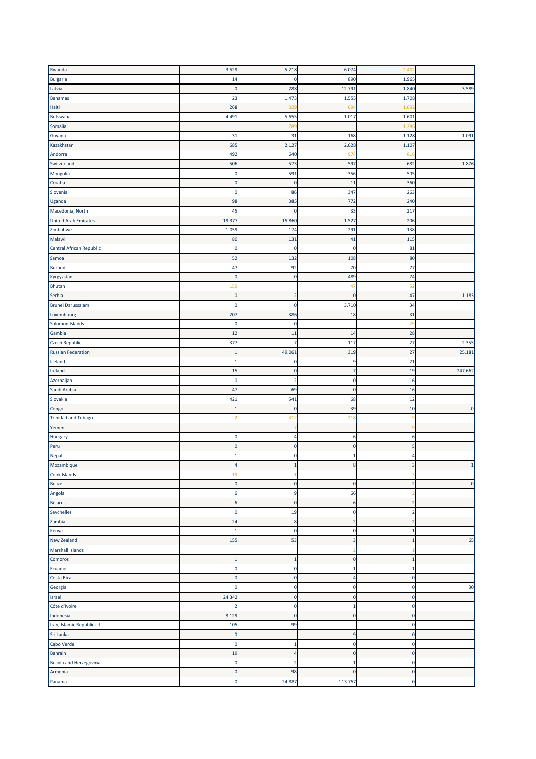| | | | | | |
|---|---|---|---|---|---|
| Rwanda | 3.529 | 5.218 | 6.074 | 2.402 | |
| Bulgaria | 14 | 0 | 890 | 1.965 | |
| Latvia | 0 | 288 | 12.791 | 1.840 | 3.589 |
| Bahamas | 23 | 1.473 | 1.555 | 1.708 | |
| Haiti | 268 | 329 | 694 | 1.692 | |
| Botswana | 4.491 | 5.655 | 1.017 | 1.601 | |
| Somalia | | 789 | | 1.286 | |
| Guyana | 31 | 31 | 168 | 1.128 | 1.091 |
| Kazakhstan | 685 | 2.127 | 2.628 | 1.107 | |
| Andorra | 492 | 640 | 974 | 816 | |
| Switzerland | 506 | 573 | 597 | 682 | 1.876 |
| Mongolia | 0 | 591 | 356 | 505 | |
| Croatia | 0 | 0 | 11 | 360 | |
| Slovenia | 0 | 86 | 347 | 263 | |
| Uganda | 98 | 385 | 772 | 240 | |
| Macedonia, North | 45 | 0 | 33 | 217 | |
| United Arab Emirates | 19.377 | 15.860 | 1.527 | 206 | |
| Zimbabwe | 1.059 | 174 | 291 | 138 | |
| Malawi | 80 | 131 | 41 | 115 | |
| Central African Republic | 0 | 0 | 0 | 81 | |
| Samoa | 52 | 132 | 108 | 80 | |
| Burundi | 47 | 92 | 70 | 77 | |
| Kyrgyzstan | 0 | 0 | 489 | 74 | |
| Bhutan | 159 | | 47 | 52 | |
| Serbia | 0 | 2 | 0 | 47 | 1.183 |
| Brunei Darussalam | 0 | 0 | 3.710 | 34 | |
| Luxembourg | 207 | 386 | 18 | 31 | |
| Solomon Islands | 0 | 0 | | 29 | |
| Gambia | 12 | 11 | 14 | 28 | |
| Czech Republic | 377 | 7 | 117 | 27 | 2.355 |
| Russian Federation | 1 | 49.061 | 319 | 27 | 25.181 |
| Iceland | 1 | 0 | 9 | 21 | |
| Ireland | 15 | 0 | 7 | 19 | 247.662 |
| Azerbaijan | 0 | 2 | 0 | 16 | |
| Saudi Arabia | 47 | 69 | 0 | 16 | |
| Slovakia | 421 | 541 | 68 | 12 | |
| Congo | 1 | 0 | 39 | 10 | 0 |
| Trinidad and Tobago | 2 | 312 | 218 | 9 | |
| Yemen | | 7 | | 9 | |
| Hungary | 0 | 4 | 6 | 6 | |
| Peru | 0 | 0 | 0 | 5 | |
| Nepal | 1 | 0 | 1 | 4 | |
| Mozambique | 4 | 1 | 8 | 3 | 1 |
| Cook Islands | 19 | 1 | | 3 | |
| Belize | 0 | 0 | 0 | 2 | 0 |
| Angola | 6 | 9 | 66 | 2 | |
| Belarus | 6 | 0 | 6 | 2 | |
| Seychelles | 0 | 19 | 0 | 2 | |
| Zambia | 24 | 8 | 2 | 2 | |
| Kenya | 1 | 0 | 0 | 1 | |
| New Zealand | 155 | 53 | 3 | 1 | 65 |
| Marshall Islands | | | 2 | 1 | |
| Comoros | 1 | 1 | 0 | 1 | |
| Ecuador | 0 | 0 | 1 | 1 | |
| Costa Rica | 0 | 0 | 4 | 0 | |
| Georgia | 0 | 0 | 0 | 0 | 30 |
| Israel | 24.342 | 0 | 0 | 0 | |
| Côte d'Ivoire | 2 | 0 | 1 | 0 | |
| Indonesia | 8.129 | 0 | 0 | 0 | |
| Iran, Islamic Republic of | 105 | 99 | | 0 | |
| Sri Lanka | 0 | | 9 | 0 | |
| Cabo Verde | 0 | 1 | 0 | 0 | |
| Bahrain | 19 | 4 | 0 | 0 | |
| Bosnia and Herzegovina | 0 | 2 | 1 | 0 | |
| Armenia | 0 | 98 | 0 | 0 | |
| Panama | 0 | 24.887 | 113.757 | 0 | |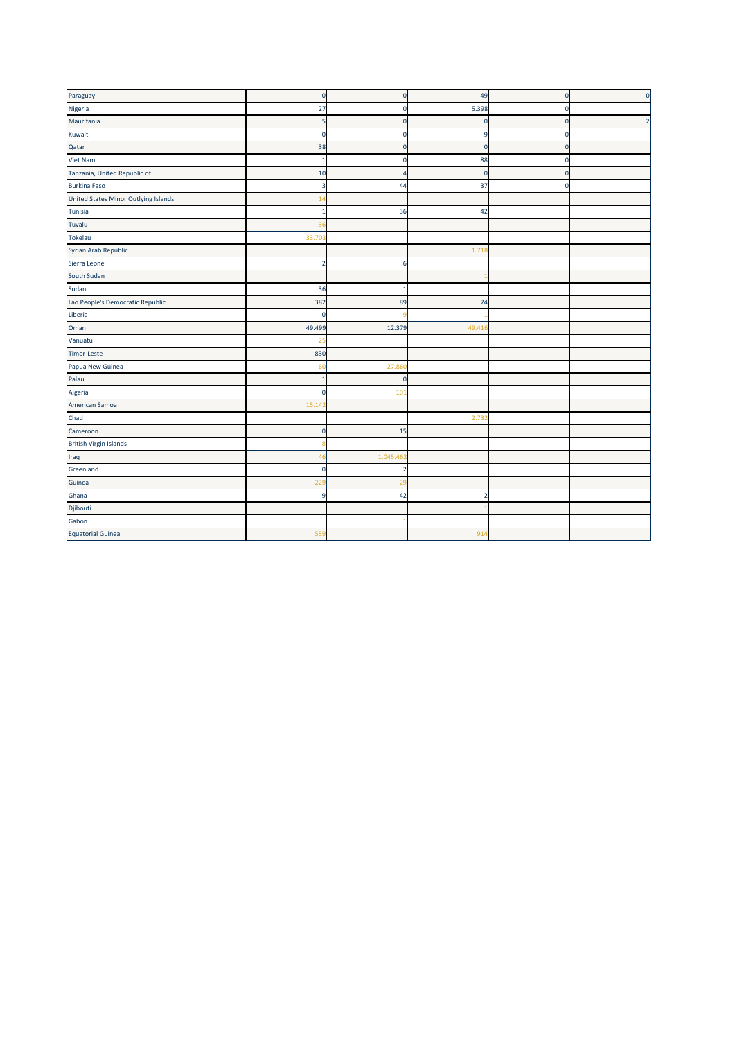| | | | | | |
|---|---|---|---|---|---|
| Paraguay | 0 | 0 | 49 | 0 | 0 |
| Nigeria | 27 | 0 | 5.398 | 0 | |
| Mauritania | 5 | 0 | 0 | 0 | 2 |
| Kuwait | 0 | 0 | 9 | 0 | |
| Qatar | 38 | 0 | 0 | 0 | |
| Viet Nam | 1 | 0 | 88 | 0 | |
| Tanzania, United Republic of | 10 | 4 | 0 | 0 | |
| Burkina Faso | 3 | 44 | 37 | 0 | |
| United States Minor Outlying Islands | 14 | | | | |
| Tunisia | 1 | 36 | 42 | | |
| Tuvalu | 36 | | | | |
| Tokelau | 33.703 | | | | |
| Syrian Arab Republic | | | 1.718 | | |
| Sierra Leone | 2 | 6 | | | |
| South Sudan | | | 1 | | |
| Sudan | 36 | 1 | | | |
| Lao People's Democratic Republic | 382 | 89 | 74 | | |
| Liberia | 0 | 9 | 1 | | |
| Oman | 49.499 | 12.379 | 49.416 | | |
| Vanuatu | 25 | | | | |
| Timor-Leste | 830 | | | | |
| Papua New Guinea | 60 | 27.860 | | | |
| Palau | 1 | 0 | | | |
| Algeria | 0 | 101 | | | |
| American Samoa | 15.142 | | | | |
| Chad | | | 2.732 | | |
| Cameroon | 0 | 15 | | | |
| British Virgin Islands | 8 | | | | |
| Iraq | 46 | 1.045.462 | | | |
| Greenland | 0 | 2 | | | |
| Guinea | 229 | 29 | | | |
| Ghana | 9 | 42 | 2 | | |
| Djibouti | | | 1 | | |
| Gabon | | 1 | | | |
| Equatorial Guinea | 559 | | 914 | | |